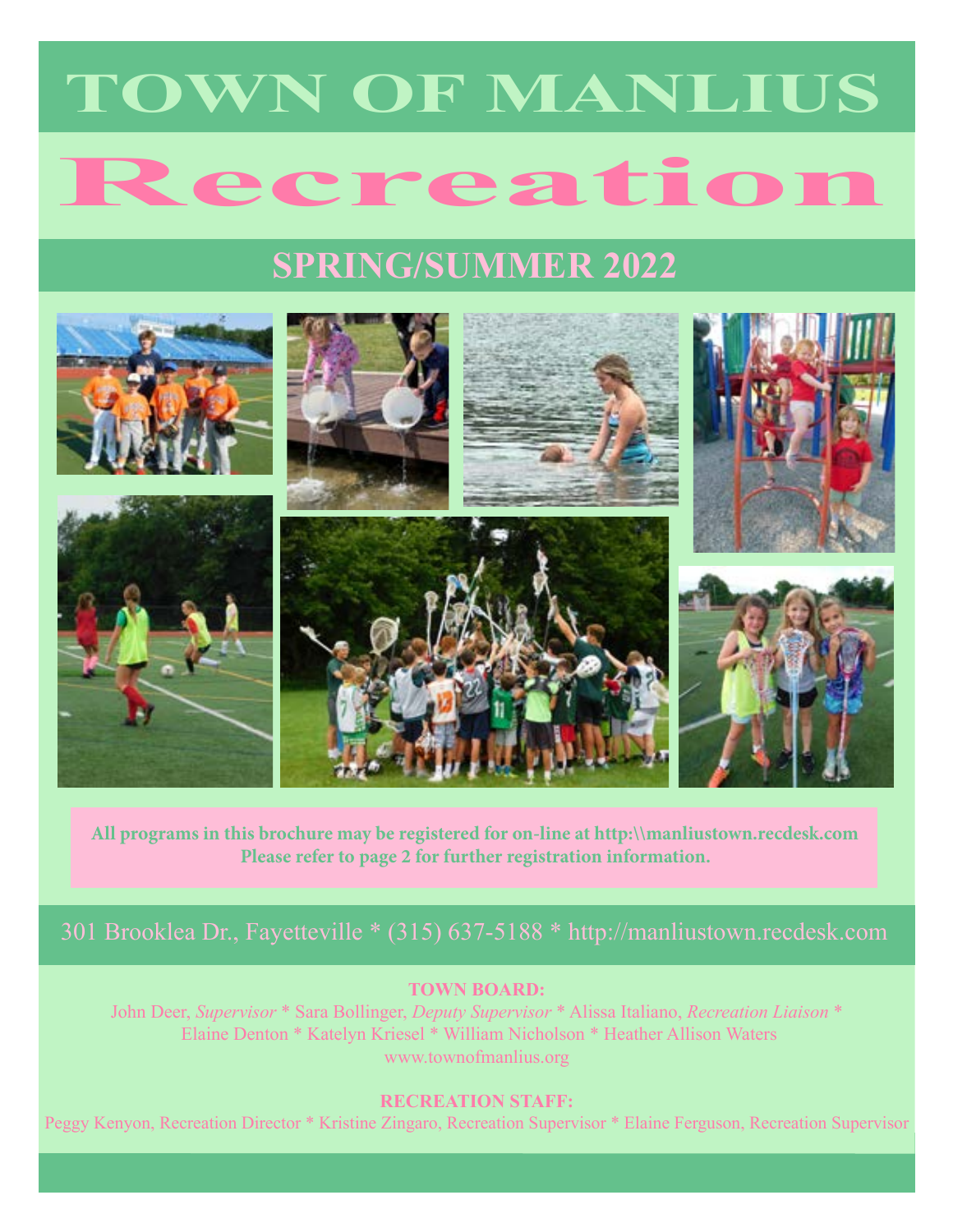# TOWN OF MANLIUS

# Recreation

## SPRING/SUMMER 2022

**All programs in this brochure may be registered for on-line at http:\\manliustown.recdesk.com**
**Please refer to page 2 for further registration information.**

301 Brooklea Dr., Fayetteville * (315) 637-5188 * http://manliustown.recdesk.com

**TOWN BOARD:**

John Deer, *Supervisor* * Sara Bollinger, *Deputy Supervisor* * Alissa Italiano, *Recreation Liaison* *
Elaine Denton * Katelyn Kriesel * William Nicholson * Heather Allison Waters
www.townofmanlius.org

**RECREATION STAFF:**

Peggy Kenyon, Recreation Director * Kristine Zingaro, Recreation Supervisor * Elaine Ferguson, Recreation Supervisor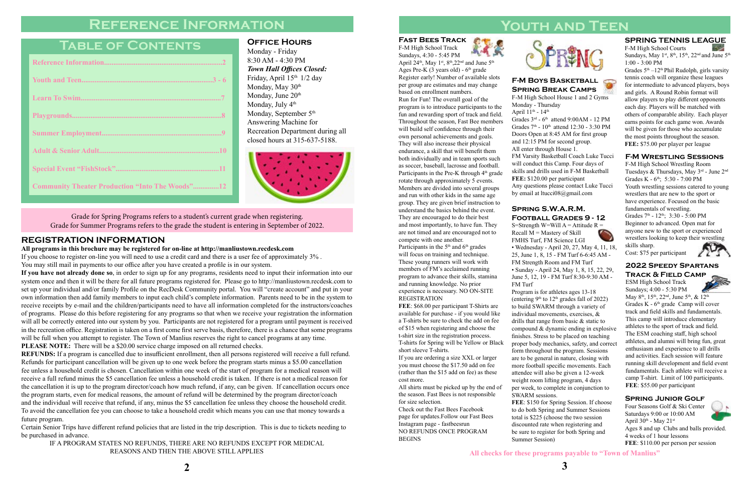# Reference Information

## Table of Contents

| | |
|---|---|
| Reference Information | 2 |
| Youth and Teen | 3 - 6 |
| Learn To Swim | 7 |
| Playgrounds | 8 |
| Summer Employment | 9 |
| Adult & Senior Adult | 10 |
| Special Event "FishStock" | 11 |
| Community Theater Production "Into The Woods" | 12 |

## Office Hours

Monday - Friday
8:30 AM - 4:30 PM

***Town Hall Offices Closed:***

Friday, April 15th 1/2 day
Monday, May 30th
Monday, June 20th
Monday, July 4th
Monday, September 5th

Answering Machine for Recreation Department during all closed hours at 315-637-5188.

Grade for Spring Programs refers to a student's current grade when registering.
Grade for Summer Programs refers to the grade the student is entering in September of 2022.

## REGISTRATION INFORMATION

**All programs in this brochure may be registered for on-line at http://manliustown.recdesk.com**

If you choose to register on-line you will need to use a credit card and there is a user fee of approximately 3% .
You may still mail in payments to our office after you have created a profile is in our system.

**If you have not already done so**, in order to sign up for any programs, residents need to input their information into our system once and then it will be there for all future programs registered for. Please go to http://manliustown.recdesk.com to set up your individual and/or family Profile on the RecDesk Community portal. You will "create account" and put in your own information then add family members to input each child's complete information. Parents need to be in the system to receive receipts by e-mail and the children/participants need to have all information completed for the instructors/coaches of programs. Please do this before registering for any programs so that when we receive your registration the information will all be correctly entered into our system by you. Participants are not registered for a program until payment is received in the recreation office. Registration is taken on a first come first serve basis, therefore, there is a chance that some programs will be full when you attempt to register. The Town of Manlius reserves the right to cancel programs at any time.

**PLEASE NOTE:** There will be a $20.00 service charge imposed on all returned checks.

**REFUNDS:** If a program is cancelled due to insufficient enrollment, then all persons registered will receive a full refund. Refunds for participant cancellation will be given up to one week before the program starts minus a $5.00 cancellation fee unless a household credit is chosen. Cancellation within one week of the start of program for a medical reason will receive a full refund minus the $5 cancellation fee unless a household credit is taken. If there is not a medical reason for the cancellation it is up to the program director/coach how much refund, if any, can be given. If cancellation occurs once the program starts, even for medical reasons, the amount of refund will be determined by the program director/coach and the individual will receive that refund, if any, minus the $5 cancellation fee unless they choose the household credit. To avoid the cancellation fee you can choose to take a household credit which means you can use that money towards a future program.

Certain Senior Trips have different refund policies that are listed in the trip description. This is due to tickets needing to be purchased in advance.

IF A PROGRAM STATES NO REFUNDS, THERE ARE NO REFUNDS EXCEPT FOR MEDICAL REASONS AND THEN THE ABOVE STILL APPLIES

# Youth and Teen

### Fast Bees Track

F-M High School Track
Sundays, 4:30 - 5:45 PM
April 24th, May 1st, 8th, 22nd and June 5th
Ages Pre-K (3 years old) - 6th grade

Register early! Number of available slots per group are estimates and may change based on enrollment numbers.

Run for Fun! The overall goal of the program is to introduce participants to the fun and rewarding sport of track and field. Throughout the season, Fast Bee members will build self confidence through their own personal achievements and goals. They will also increase their physical endurance, a skill that will benefit them both individually and in team sports such as soccer, baseball, lacrosse and football. Participants in the Pre-K through 4th grade rotate through approximately 5 events. Members are divided into several groups and run with other kids in the same age group. They are given brief instruction to understand the basics behind the event. They are encouraged to do their best and most importantly, to have fun. They are not timed and are encouraged not to compete with one another.

Participants in the 5th and 6th grades will focus on training and technique. These young runners will work with members of FM's acclaimed running program to advance their skills, stamina and running knowledge. No prior experience is necessary. NO ON-SITE REGISTRATION

**FEE**: $68.00 per participant T-Shirts are available for purchase - if you would like a T-shirts be sure to check the add on fee of $15 when registering and choose the t-shirt size in the registration process. T-shirts for Spring will be Yellow or Black short sleeve T-shirts.

If you are ordering a size XXL or larger you must choose the $17.50 add on fee (rather than the $15 add on fee) as these cost more.

All shirts must be picked up by the end of the season. Fast Bees is not responsible for size selection.

Check out the Fast Bees Facebook page for updates.Follow our Fast Bees Instagram page - fastbeesrun

NO REFUNDS ONCE PROGRAM BEGINS

### F-M Boys Basketball Spring Break Camps

F-M High School House 1 and 2 Gyms
Monday - Thursday
April 11th - 14th
Grades 3rd - 6th attend 9:00AM - 12 PM
Grades 7th - 10th attend 12:30 - 3:30 PM
Doors Open at 8:45 AM for first group and 12:15 PM for second group.
All enter through House 1.

FM Varsity Basketball Coach Luke Tucci will conduct this Camp. Four days of skills and drills used in F-M Basketball

**FEE:** $120.00 per participant

Any questions please contact Luke Tucci by email at ltucci08@gmail.com

### Spring S.W.A.R.M. Football Grades 9 - 12

S=Strength W=Will A = Attitude R = Recall M = Mastery of Skill
FMHS Turf, FM Science LGI

- Wednesday - April 20, 27, May 4, 11, 18, 25, June 1, 8, 15 - FM Turf 6-6:45 AM - FM Strength Room and FM Turf
- Sunday - April 24, May 1, 8, 15, 22, 29, June 5, 12, 19 - FM Turf 8:30-9:30 AM - FM Turf

Program is for athletes ages 13-18 (entering 9th to 12th grades fall of 2022) to build SWARM through a variety of individual movements, exercises, & drills that range from basic & static to compound & dynamic ending in explosive finishes. Stress to be placed on teaching proper body mechanics, safety, and correct form throughout the program. Sessions are to be general in nature, closing with more football specific movements. Each attendee will also be given a 12-week weight room lifting program, 4 days per week, to complete in conjunction to SWARM sessions.

**FEE:** $150 for Spring Session. If choose to do both Spring and Summer Sessions total is $225 (choose the two session discounted rate when registering and be sure to register for both Spring and Summer Session)

### SPRING TENNIS LEAGUE

F-M High School Courts
Sundays, May 1st, 8th, 15th, 22nd and June 5th
1:00 - 3:00 PM

Grades 5th –12th Phil Rudolph, girls varsity tennis coach will organize these leagues for intermediate to advanced players, boys and girls. A Round Robin format will allow players to play different opponents each day. Players will be matched with others of comparable ability. Each player earns points for each game won. Awards will be given for those who accumulate the most points throughout the season.

**FEE:** $75.00 per player per league

### F-M Wrestling Sessions

F-M High School Wrestling Room
Tuesdays & Thursdays, May 3rd - June 2nd
Grades K - 6th; 5:30 - 7:00 PM
Youth wrestling sessions catered to young wrestlers that are new to the sport or have experience. Focused on the basic fundamentals of wrestling.
Grades 7th - 12th; 3:30 - 5:00 PM
Beginner to advanced. Open mat for anyone new to the sport or experienced wrestlers looking to keep their wrestling skills sharp.
Cost: $75 per participant

### 2022 Speedy Spartans Track & Field Camp

ESM High School Track
Sundays; 4:00 - 5:30 PM
May 8th, 15th, 22nd, June 5th, & 12th
Grades K - 6th grade Camp will cover track and field skills and fundamentals. This camp will introduce elementary athletes to the sport of track and field. The ESM coaching staff, high school athletes, and alumni will bring fun, great enthusiasm and experience to all drills and activities. Each session will feature running skill development and field event fundamentals. Each athlete will receive a camp T-shirt. Limit of 100 participants.

**FEE**: $55.00 per participant

### Spring Junior Golf

Four Seasons Golf & Ski Center
Saturdays 9:00 or 10:00 AM
April 30th - May 21st
Ages 8 and up Clubs and balls provided.
4 weeks of 1 hour lessons

**FEE**: $110.00 per person per session

**All checks for these programs payable to "Town of Manlius"**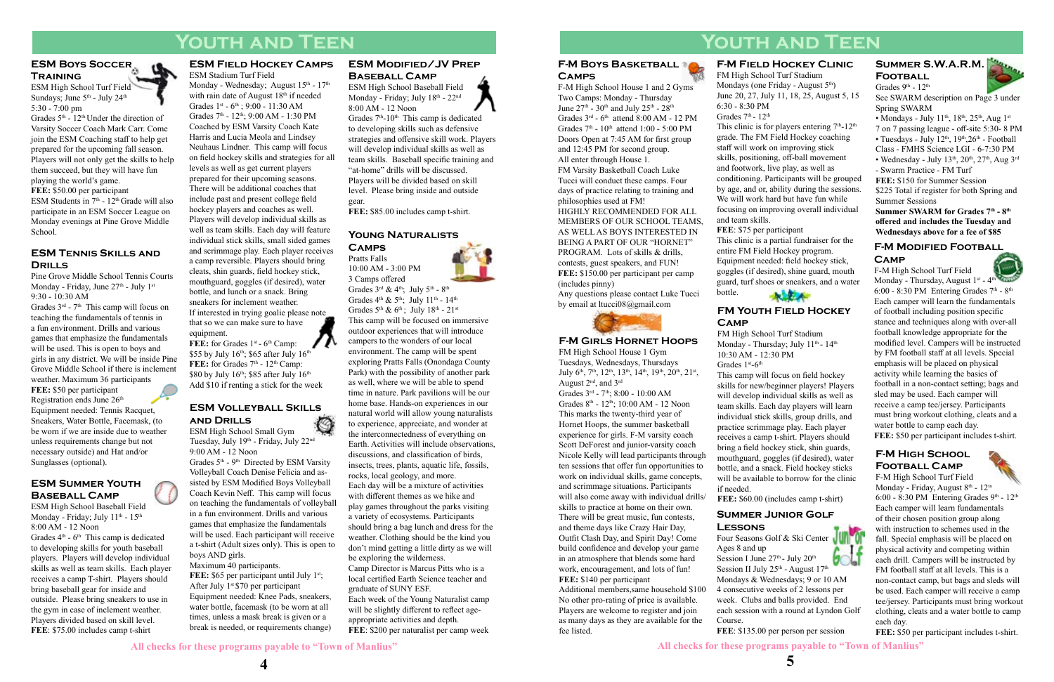# Youth and Teen

## ESM Boys Soccer Training

ESM High School Turf Field
Sundays; June 5th - July 24th
5:30 - 7:00 pm
Grades 5th - 12th Under the direction of Varsity Soccer Coach Mark Carr. Come join the ESM Coaching staff to help get prepared for the upcoming fall season. Players will not only get the skills to help them succeed, but they will have fun playing the world's game.
**FEE:** $50.00 per participant
ESM Students in 7th - 12th Grade will also participate in an ESM Soccer League on Monday evenings at Pine Grove Middle School.

## ESM Tennis Skills and Drills

Pine Grove Middle School Tennis Courts
Monday - Friday, June 27th - July 1st
9:30 - 10:30 AM
Grades 3rd - 7th This camp will focus on teaching the fundamentals of tennis in a fun environment. Drills and various games that emphasize the fundamentals will be used. This is open to boys and girls in any district. We will be inside Pine Grove Middle School if there is inclement weather. Maximum 36 participants
**FEE:** $50 per participant
Registration ends June 26th
Equipment needed: Tennis Racquet, Sneakers, Water Bottle, Facemask, (to be worn if we are inside due to weather unless requirements change but not necessary outside) and Hat and/or Sunglasses (optional).

## ESM Summer Youth Baseball Camp

ESM High School Baseball Field
Monday - Friday; July 11th - 15th
8:00 AM - 12 Noon
Grades 4th - 6th This camp is dedicated to developing skills for youth baseball players. Players will develop individual skills as well as team skills. Each player receives a camp T-shirt. Players should bring baseball gear for inside and outside. Please bring sneakers to use in the gym in case of inclement weather. Players divided based on skill level.
**FEE**: $75.00 includes camp t-shirt

## ESM Field Hockey Camps

ESM Stadium Turf Field
Monday - Wednesday; August 15th - 17th with rain date of August 18th if needed
Grades 1st - 6th ; 9:00 - 11:30 AM
Grades 7th - 12th; 9:00 AM - 1:30 PM
Coached by ESM Varsity Coach Kate Harris and Lucia Meola and Lindsey Neuhaus Lindner. This camp will focus on field hockey skills and strategies for all levels as well as get current players prepared for their upcoming seasons. There will be additional coaches that include past and present college field hockey players and coaches as well. Players will develop individual skills as well as team skills. Each day will feature individual stick skills, small sided games and scrimmage play. Each player receives a camp reversible. Players should bring cleats, shin guards, field hockey stick, mouthguard, goggles (if desired), water bottle, and lunch or a snack. Bring sneakers for inclement weather.
If interested in trying goalie please note that so we can make sure to have equipment.
**FEE:** for Grades 1st - 6th Camp:
$55 by July 16th; $65 after July 16th
**FEE:** for Grades 7th - 12th Camp:
$80 by July 16th; $85 after July 16th
Add $10 if renting a stick for the week

## ESM Volleyball Skills and Drills

ESM High School Small Gym
Tuesday, July 19th - Friday, July 22nd
9:00 AM - 12 Noon
Grades 5th - 9th Directed by ESM Varsity Volleyball Coach Denise Felicia and assisted by ESM Modified Boys Volleyball Coach Kevin Neff. This camp will focus on teaching the fundamentals of volleyball in a fun environment. Drills and various games that emphasize the fundamentals will be used. Each participant will receive a t-shirt (Adult sizes only). This is open to boys AND girls.
Maximum 40 participants.
**FEE:** $65 per participant until July 1st;
After July 1st $70 per participant
Equipment needed: Knee Pads, sneakers, water bottle, facemask (to be worn at all times, unless a mask break is given or a break is needed, or requirements change)

## ESM Modified/JV Prep Baseball Camp

ESM High School Baseball Field
Monday - Friday; July 18th - 22nd
8:00 AM - 12 Noon
Grades 7th-10th This camp is dedicated to developing skills such as defensive strategies and offensive skill work. Players will develop individual skills as well as team skills. Baseball specific training and "at-home" drills will be discussed. Players will be divided based on skill level. Please bring inside and outside gear.
**FEE:** $85.00 includes camp t-shirt.

## Young Naturalists Camps

Pratts Falls
10:00 AM - 3:00 PM
3 Camps offered
Grades 3rd & 4th; July 5th - 8th
Grades 4th & 5th; July 11th - 14th
Grades 5th & 6th ; July 18th - 21st
This camp will be focused on immersive outdoor experiences that will introduce campers to the wonders of our local environment. The camp will be spent exploring Pratts Falls (Onondaga County Park) with the possibility of another park as well, where we will be able to spend time in nature. Park pavilions will be our home base. Hands-on experiences in our natural world will allow young naturalists to experience, appreciate, and wonder at the interconnectedness of everything on Earth. Activities will include observations, discussions, and classification of birds, insects, trees, plants, aquatic life, fossils, rocks, local geology, and more.
Each day will be a mixture of activities with different themes as we hike and play games throughout the parks visiting a variety of ecosystems. Participants should bring a bag lunch and dress for the weather. Clothing should be the kind you don't mind getting a little dirty as we will be exploring the wilderness.
Camp Director is Marcus Pitts who is a local certified Earth Science teacher and graduate of SUNY ESF.
Each week of the Young Naturalist camp will be slightly different to reflect age-appropriate activities and depth.
**FEE**: $200 per naturalist per camp week

All checks for these programs payable to "Town of Manlius"

# Youth and Teen

## F-M Boys Basketball Camps

F-M High School House 1 and 2 Gyms
Two Camps: Monday - Thursday
June 27th - 30th and July 25th - 28th
Grades 3rd - 6th attend 8:00 AM - 12 PM
Grades 7th - 10th attend 1:00 - 5:00 PM
Doors Open at 7:45 AM for first group and 12:45 PM for second group.
All enter through House 1.
FM Varsity Basketball Coach Luke Tucci will conduct these camps. Four days of practice relating to training and philosophies used at FM!
HIGHLY RECOMMENDED FOR ALL MEMBERS OF OUR SCHOOL TEAMS, AS WELL AS BOYS INTERESTED IN BEING A PART OF OUR "HORNET" PROGRAM. Lots of skills & drills, contests, guest speakers, and FUN!
**FEE:** $150.00 per participant per camp (includes pinny)
Any questions please contact Luke Tucci by email at ltucci08@gmail.com

## F-M Girls Hornet Hoops

FM High School House 1 Gym
Tuesdays, Wednesdays, Thursdays
July 6th, 7th, 12th, 13th, 14th, 19th, 20th, 21st, August 2nd, and 3rd
Grades 3rd - 7th; 8:00 - 10:00 AM
Grades 8th - 12th; 10:00 AM - 12 Noon
This marks the twenty-third year of Hornet Hoops, the summer basketball experience for girls. F-M varsity coach Scott DeForest and junior-varsity coach Nicole Kelly will lead participants through ten sessions that offer fun opportunities to work on individual skills, game concepts, and scrimmage situations. Participants will also come away with individual drills/ skills to practice at home on their own. There will be great music, fun contests, and theme days like Crazy Hair Day, Outfit Clash Day, and Spirit Day! Come build confidence and develop your game in an atmosphere that blends some hard work, encouragement, and lots of fun!
**FEE:** $140 per participant
Additional members,same household $100
No other pro-rating of price is available. Players are welcome to register and join as many days as they are available for the fee listed.

## F-M Field Hockey Clinic

FM High School Turf Stadium
Mondays (one Friday - August 5th)
June 20, 27, July 11, 18, 25, August 5, 15
6:30 - 8:30 PM
Grades 7th - 12th
This clinic is for players entering 7th-12th grade. The FM Field Hockey coaching staff will work on improving stick skills, positioning, off-ball movement and footwork, live play, as well as teamwork. Participants will be grouped by age, and or, ability during the sessions. We will work hard but have fun while focusing on improving overall individual and team skills.
**FEE**: $75 per participant
This clinic is a partial fundraiser for the entire FM Field Hockey program.
Equipment needed: field hockey stick, goggles (if desired), shine guard, mouth guard, turf shoes or sneakers, and a water bottle.

## FM Youth Field Hockey Camp

FM High School Turf Stadium
Monday - Thursday; July 11th - 14th
10:30 AM - 12:30 PM
Grades 1st-6th
This camp will focus on field hockey skills for new/beginner players! Players will develop individual skills as well as team skills. Each day players will learn individual stick skills, group drills, and practice scrimmage play. Each player receives a camp t-shirt. Players should bring a field hockey stick, shin guards, mouthguard, goggles (if desired), water bottle, and a snack. Field hockey sticks will be available to borrow for the clinic if needed.
**FEE:** $60.00 (includes camp t-shirt)

## Summer Junior Golf Lessons

Four Seasons Golf & Ski Center
Ages 8 and up
Session I June 27th - July 20th
Session II July 25th - August 17th
Mondays & Wednesdays; 9 or 10 AM
4 consecutive weeks of 2 lessons per week. Clubs and balls provided. End each session with a round at Lyndon Golf Course.
**FEE**: $135.00 per person per session

## Summer S.W.A.R.M. Football

Grades 9th - 12th
See SWARM description on Page 3 under Spring SWARM
• Mondays - July 11th, 18th, 25th, Aug 1st 7 on 7 passing league - off-site 5:30- 8 PM
• Tuesdays - July 12th, 19th,26th - Football Class - FMHS Science LGI - 6-7:30 PM
• Wednesday - July 13th, 20th, 27th, Aug 3rd - Swarm Practice - FM Turf
**FEE:** $150 for Summer Session
$225 Total if register for both Spring and Summer Sessions
**Summer SWARM for Grades 7th - 8th offered and includes the Tuesday and Wednesdays above for a fee of $85**

## F-M Modified Football Camp

F-M High School Turf Field
Monday - Thursday, August 1st - 4th
6:00 - 8:30 PM Entering Grades 7th - 8th
Each camper will learn the fundamentals of football including position specific stance and techniques along with over-all football knowledge appropriate for the modified level. Campers will be instructed by FM football staff at all levels. Special emphasis will be placed on physical activity while learning the basics of football in a non-contact setting; bags and sled may be used. Each camper will receive a camp tee/jersey. Participants must bring workout clothing, cleats and a water bottle to camp each day.
**FEE:** $50 per participant includes t-shirt.

## F-M High School Football Camp

F-M High School Turf Field
Monday - Friday, August 8th - 12th
6:00 - 8:30 PM Entering Grades 9th - 12th
Each camper will learn fundamentals of their chosen position group along with instruction to schemes used in the fall. Special emphasis will be placed on physical activity and competing within each drill. Campers will be instructed by FM football staff at all levels. This is a non-contact camp, but bags and sleds will be used. Each camper will receive a camp tee/jersey. Participants must bring workout clothing, cleats and a water bottle to camp each day.
**FEE:** $50 per participant includes t-shirt.

All checks for these programs payable to "Town of Manlius"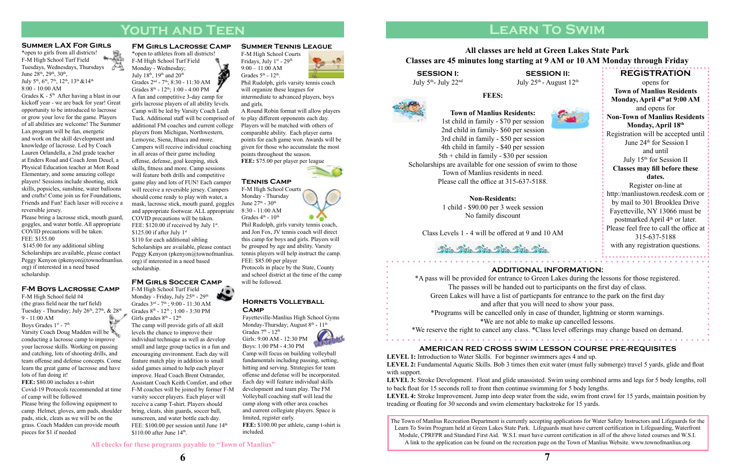# Youth and Teen

## Summer LAX For Girls

*open to girls from all districts!
F-M High School Turf Field
Tuesdays, Wednesdays, Thursdays
June 28th, 29th, 30th,
July 5th, 6th, 7th, 12th, 13th &14th
8:00 - 10:00 AM

Grades K - 5th After having a blast in our kickoff year - we are back for year! Great opportunity to be introduced to lacrosse or grow your love for the game. Players of all abilities are welcome! The Summer Lax program will be fun, energetic and work on the skill development and knowledge of lacrosse. Led by Coach Lauren Orlandella, a 2nd grade teacher at Enders Road and Coach Jenn Deuel, a Physical Education teacher at Mott Road Elementary, and some amazing college players! Sessions include shooting, stick skills, popsicles, sunshine, water balloons and crafts! Come join us for Foundations, Friends and Fun! Each laxer will receive a reversible jersey.

Please bring a lacrosse stick, mouth guard, goggles, and water bottle. All appropriate COVID precautions will be taken.

FEE: $155.00
$145.00 for any additional sibling
Scholarships are available, please contact Peggy Kenyon (pkenyon@townofmanlius.org) if interested in a need based scholarship.

## F-M Boys Lacrosse Camp

F-M High School field #4
(the grass field near the turf field)
Tuesday - Thursday; July 26th, 27th, & 28th
9 - 11:00 AM
Boys Grades 1st - 7th

Varsity Coach Doug Madden will be conducting a lacrosse camp to improve your lacrosse skills. Working on passing and catching, lots of shooting drills, and team offense and defense concepts. Come learn the great game of lacrosse and have lots of fun doing it!

**FEE:** $80.00 includes a t-shirt

Covid-19 Protocols recommended at time of camp will be followed

Please bring the following equipment to camp. Helmet, gloves, arm pads, shoulder pads, stick, cleats as we will be on the grass. Coach Madden can provide mouth pieces for $1 if needed

## FM Girls Lacrosse Camp

*open to athletes from all districts!
F-M High School Turf Field
Monday - Wednesday;
July 18th, 19th and 20th
Grades 2nd - 7th; 8:30 - 11:30 AM
Grades 8th - 12th; 1:00 - 4:00 PM

A fun and competitive 3-day camp for girls lacrosse players of all ability levels. Camp will be led by Varsity Coach Leah Tuck. Additional staff will be comprised of additional FM coaches and current college players from Michigan, Northwestern, Lemoyne, Siena, Ithaca and more. Campers will receive individual coaching in all areas of their game including offense, defense, goal keeping, stick skills, fitness and more. Camp sessions will feature both drills and competitive game play and lots of FUN! Each camper will receive a reversible jersey. Campers should come ready to play with water, a mask, lacrosse stick, mouth guard, goggles and appropriate footwear. ALL appropriate COVID precautions will be taken.

FEE: $120.00 if received by July 1st.
$125.00 if after July 1st
$110 for each additional sibling
Scholarships are available, please contact Peggy Kenyon (pkenyon@townofmanlius.org) if interested in a need based scholarship.

## FM Girls Soccer Camp

F-M High School Turf Field
Monday - Friday, July 25th - 29th
Grades 3rd - 7th ; 9:00 - 11:30 AM
Grades 8th - 12th ; 1:00 - 3:30 PM
Girls grades 8th - 12th

The camp will provide girls of all skill levels the chance to improve their individual technique as well as develop small and large group tactics in a fun and encouraging environment. Each day will feature match play in addition to small sided games aimed to help each player improve. Head Coach Brent Ostrander, Assistant Coach Keith Comfort, and other F-M coaches will be joined by former F-M varsity soccer players. Each player will receive a camp T-shirt. Players should bring, cleats, shin guards, soccer ball, sunscreen, and water bottle each day.

FEE: $100.00 per session until June 14th
$110.00 after June 14th.

## Summer Tennis League

F-M High School Courts
Fridays, July 1st - 29th
9:00 – 11:00 AM
Grades 5th - 12th.

Phil Rudolph, girls varsity tennis coach will organize these leagues for intermediate to advanced players, boys and girls.

A Round Robin format will allow players to play different opponents each day. Players will be matched with others of comparable ability. Each player earns points for each game won. Awards will be given for those who accumulate the most points throughout the season.

**FEE:** $75.00 per player per league

## Tennis Camp

F-M High School Courts
Monday - Thursday
June 27th - 30th
8:30 - 11:00 AM
Grades 4th - 10th

Phil Rudolph, girls varsity tennis coach, and Jon Fox, JV tennis coach will direct this camp for boys and girls. Players will be grouped by age and ability. Varsity tennis players will help instruct the camp.

FEE: $85.00 per player

Protocols in place by the State, County and school district at the time of the camp will be followed.

## Hornets Volleyball Camp

Fayetteville-Manlius High School Gyms
Monday-Thursday; August 8th - 11th
Grades 7th - 12th
Girls: 9:00 AM - 12:30 PM
Boys: 1:00 PM - 4:30 PM

Camp will focus on building volleyball fundamentals including passing, setting, hitting and serving. Strategies for team offense and defense will be incorporated. Each day will feature individual skills development and team play. The FM Volleyball coaching staff will lead the camp along with other area coaches and current collegiate players. Space is limited, register early.

**FEE:** $100.00 per athlete, camp t-shirt is included.

All checks for these programs payable to "Town of Manlius"

# Learn To Swim

**All classes are held at Green Lakes State Park**
**Classes are 45 minutes long starting at 9 AM or 10 AM Monday through Friday**

**SESSION I:**
July 5th- July 22nd

**SESSION II:**
July 25th - August 12th

**FEES:**

**Town of Manlius Residents:**
1st child in family - $70 per session
2nd child in family- $60 per session
3rd child in family - $50 per session
4th child in family - $40 per session
5th + child in family - $30 per session

Scholarships are available for one session of swim to those Town of Manlius residents in need.
Please call the office at 315-637-5188.

**Non-Residents:**
1 child - $90.00 per 3 week session
No family discount

Class Levels 1 - 4 will be offered at 9 and 10 AM

## REGISTRATION

opens for
**Town of Manlius Residents Monday, April 4th at 9:00 AM**
and opens for
**Non-Town of Manlius Residents Monday, April 18th**

Registration will be accepted until June 24th for Session I
and until
July 15th for Session II

**Classes may fill before these dates.**

Register on-line at http:/manliustown.recdesk.com or by mail to 301 Brooklea Drive Fayetteville, NY 13066 must be postmarked April 4th or later.

Please feel free to call the office at 315-637-5188 with any registration questions.

## ADDITIONAL INFORMATION:

*A pass will be provided for entrance to Green Lakes during the lessons for those registered.
The passes will be handed out to participants on the first day of class.
Green Lakes will have a list of particpants for entrance to the park on the first day and after that you will need to show your pass.
*Programs will be cancelled only in case of thunder, lightning or storm warnings.
*We are not able to make up cancelled lessons.
*We reserve the right to cancel any class. *Class level offerings may change based on demand.

## AMERICAN RED CROSS SWIM LESSON COURSE PRE-REQUISITES

**LEVEL 1:** Introduction to Water Skills. For beginner swimmers ages 4 and up.

**LEVEL 2:** Fundamental Aquatic Skills. Bob 3 times then exit water (must fully submerge) travel 5 yards, glide and float with support.

**LEVEL 3:** Stroke Development. Float and glide unassisted. Swim using combined arms and legs for 5 body lengths, roll to back float for 15 seconds roll to front then continue swimming for 5 body lengths.

**LEVEL 4:** Stroke Improvement. Jump into deep water from the side, swim front crawl for 15 yards, maintain position by treading or floating for 30 seconds and swim elementary backstroke for 15 yards.

The Town of Manlius Recreation Department is currently accepting applications for Water Safety Instructors and Lifeguards for the Learn To Swim Program held at Green Lakes State Park. Lifeguards must have current certification in Lifeguarding, Waterfront Module, CPRFPR and Standard First Aid. W.S.I. must have current certification in all of the above listed courses and W.S.I. A link to the application can be found on the recreation page on the Town of Manlius Website. www.townofmanlius.org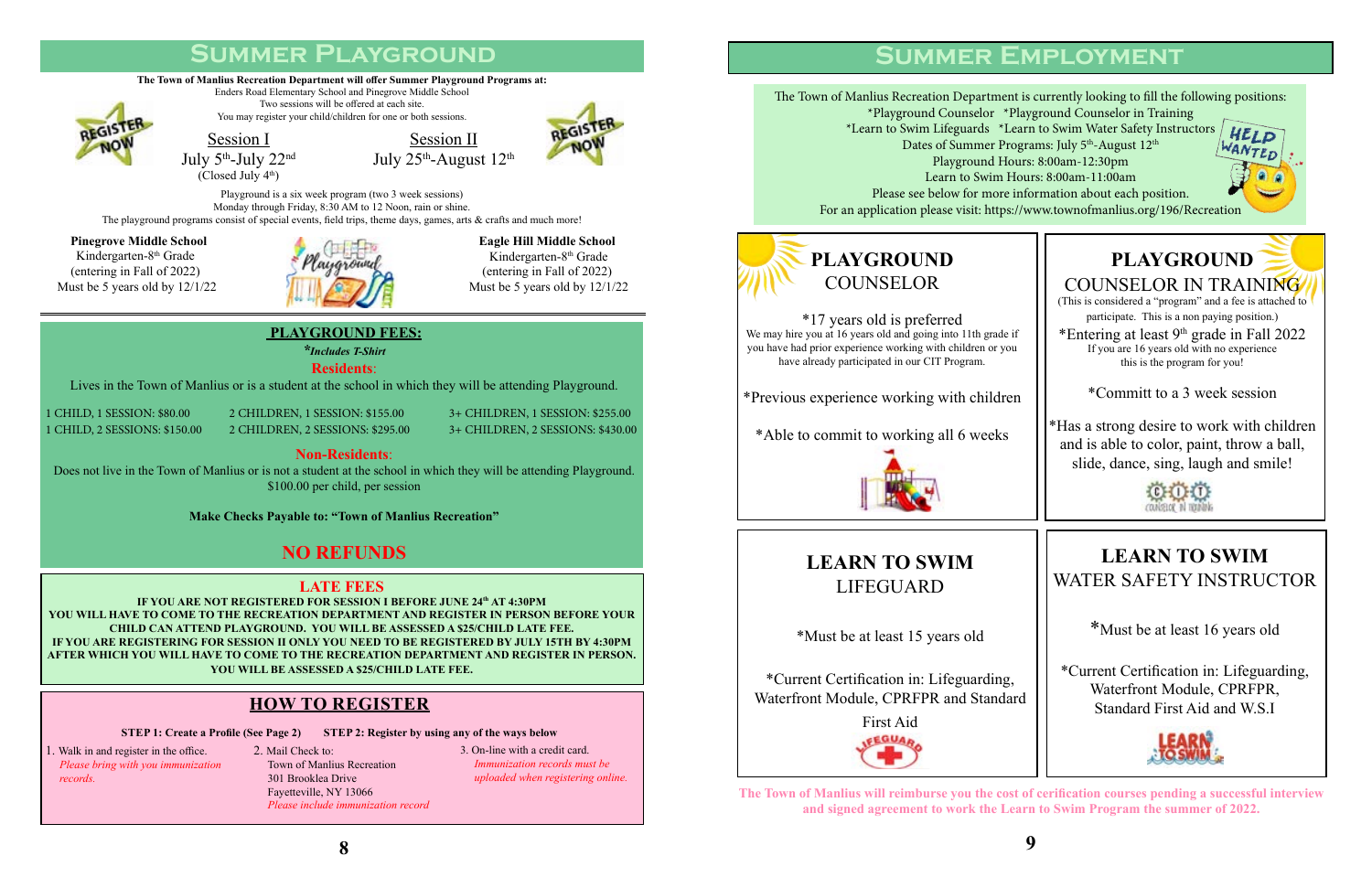# Summer Playground

**The Town of Manlius Recreation Department will offer Summer Playground Programs at:**
Enders Road Elementary School and Pinegrove Middle School
Two sessions will be offered at each site.
You may register your child/children for one or both sessions.

REGISTER NOW

| Session I | Session II |
|---|---|
| July 5th-July 22nd (Closed July 4th) | July 25th-August 12th |

Playground is a six week program (two 3 week sessions)
Monday through Friday, 8:30 AM to 12 Noon, rain or shine.
The playground programs consist of special events, field trips, theme days, games, arts & crafts and much more!

**Pinegrove Middle School**
Kindergarten-8th Grade
(entering in Fall of 2022)
Must be 5 years old by 12/1/22

**Eagle Hill Middle School**
Kindergarten-8th Grade
(entering in Fall of 2022)
Must be 5 years old by 12/1/22

## PLAYGROUND FEES:

*\*Includes T-Shirt*

**Residents**:
Lives in the Town of Manlius or is a student at the school in which they will be attending Playground.

| | | |
|---|---|---|
| 1 CHILD, 1 SESSION: $80.00 | 2 CHILDREN, 1 SESSION: $155.00 | 3+ CHILDREN, 1 SESSION: $255.00 |
| 1 CHILD, 2 SESSIONS: $150.00 | 2 CHILDREN, 2 SESSIONS: $295.00 | 3+ CHILDREN, 2 SESSIONS: $430.00 |

**Non-Residents**:
Does not live in the Town of Manlius or is not a student at the school in which they will be attending Playground.
$100.00 per child, per session

**Make Checks Payable to: "Town of Manlius Recreation"**

**NO REFUNDS**

## LATE FEES

**IF YOU ARE NOT REGISTERED FOR SESSION I BEFORE JUNE 24th AT 4:30PM YOU WILL HAVE TO COME TO THE RECREATION DEPARTMENT AND REGISTER IN PERSON BEFORE YOUR CHILD CAN ATTEND PLAYGROUND. YOU WILL BE ASSESSED A $25/CHILD LATE FEE.**
**IF YOU ARE REGISTERING FOR SESSION II ONLY YOU NEED TO BE REGISTERED BY JULY 15TH BY 4:30PM AFTER WHICH YOU WILL HAVE TO COME TO THE RECREATION DEPARTMENT AND REGISTER IN PERSON. YOU WILL BE ASSESSED A $25/CHILD LATE FEE.**

## HOW TO REGISTER

**STEP 1: Create a Profile (See Page 2)** **STEP 2: Register by using any of the ways below**

1. Walk in and register in the office.
   *Please bring with you immunization records.*
2. Mail Check to:
   Town of Manlius Recreation
   301 Brooklea Drive
   Fayetteville, NY 13066
   *Please include immunization record*
3. On-line with a credit card.
   *Immunization records must be uploaded when registering online.*

# Summer Employment

The Town of Manlius Recreation Department is currently looking to fill the following positions:
\*Playground Counselor \*Playground Counselor in Training
\*Learn to Swim Lifeguards \*Learn to Swim Water Safety Instructors
Dates of Summer Programs: July 5th-August 12th
Playground Hours: 8:00am-12:30pm
Learn to Swim Hours: 8:00am-11:00am
Please see below for more information about each position.
For an application please visit: https://www.townofmanlius.org/196/Recreation

HELP WANTED

## PLAYGROUND COUNSELOR

\*17 years old is preferred
We may hire you at 16 years old and going into 11th grade if you have had prior experience working with children or you have already participated in our CIT Program.

\*Previous experience working with children

\*Able to commit to working all 6 weeks

## PLAYGROUND COUNSELOR IN TRAINING

(This is considered a "program" and a fee is attached to participate. This is a non paying position.)

\*Entering at least 9th grade in Fall 2022
If you are 16 years old with no experience this is the program for you!

\*Commit to a 3 week session

\*Has a strong desire to work with children and is able to color, paint, throw a ball, slide, dance, sing, laugh and smile!

## LEARN TO SWIM LIFEGUARD

\*Must be at least 15 years old

\*Current Certification in: Lifeguarding, Waterfront Module, CPRFPR and Standard First Aid

## LEARN TO SWIM WATER SAFETY INSTRUCTOR

\*Must be at least 16 years old

\*Current Certification in: Lifeguarding, Waterfront Module, CPRFPR, Standard First Aid and W.S.I

**The Town of Manlius will reimburse you the cost of cerification courses pending a successful interview and signed agreement to work the Learn to Swim Program the summer of 2022.**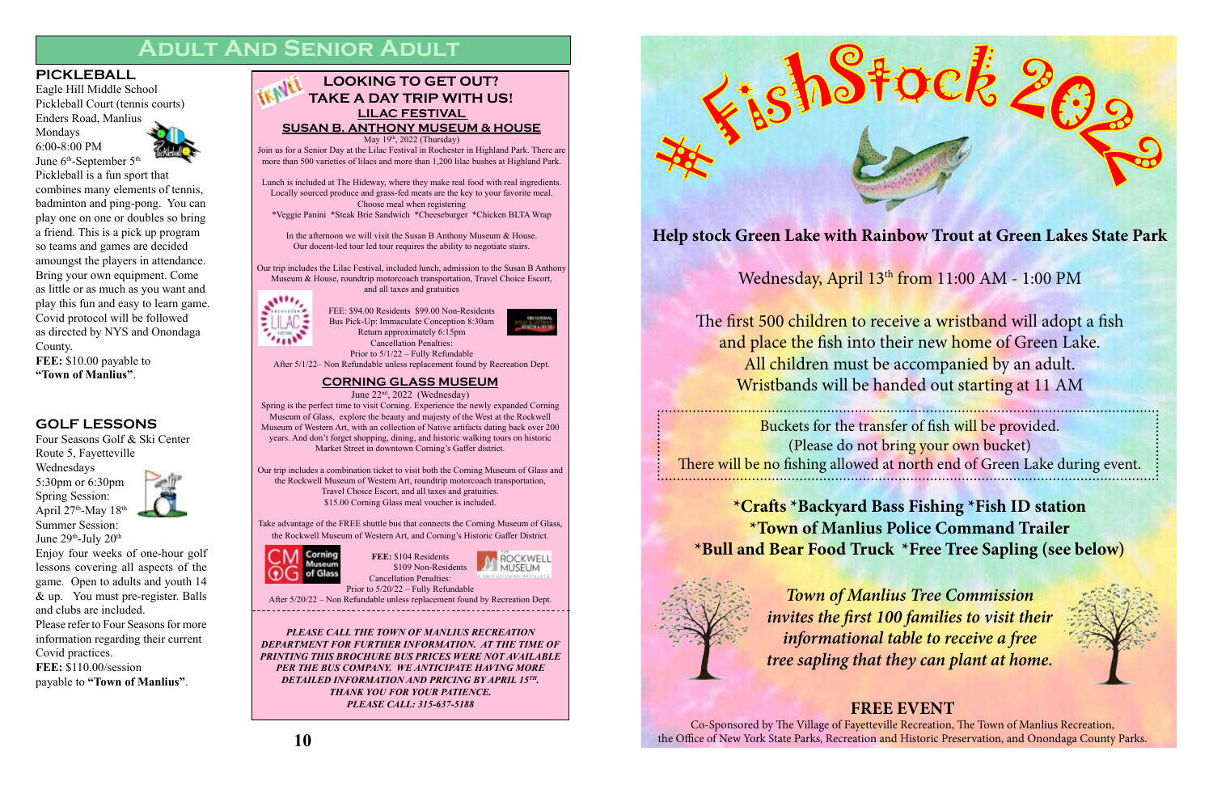# Adult And Senior Adult

## PICKLEBALL

Eagle Hill Middle School
Pickleball Court (tennis courts)
Enders Road, Manlius
Mondays
6:00-8:00 PM
June 6th-September 5th

Pickleball is a fun sport that combines many elements of tennis, badminton and ping-pong. You can play one on one or doubles so bring a friend. This is a pick up program so teams and games are decided amoungst the players in attendance. Bring your own equipment. Come as little or as much as you want and play this fun and easy to learn game. Covid protocol will be followed as directed by NYS and Onondaga County.

**FEE:** $10.00 payable to **"Town of Manlius"**.

## GOLF LESSONS

Four Seasons Golf & Ski Center
Route 5, Fayetteville
Wednesdays
5:30pm or 6:30pm
Spring Session:
April 27th-May 18th
Summer Session:
June 29th-July 20th

Enjoy four weeks of one-hour golf lessons covering all aspects of the game. Open to adults and youth 14 & up. You must pre-register. Balls and clubs are included.

Please refer to Four Seasons for more information regarding their current Covid practices.

**FEE:** $110.00/session payable to **"Town of Manlius"**.

## LOOKING TO GET OUT? TAKE A DAY TRIP WITH US!

### LILAC FESTIVAL
### SUSAN B. ANTHONY MUSEUM & HOUSE

May 19th, 2022 (Thursday)

Join us for a Senior Day at the Lilac Festival in Rochester in Highland Park. There are more than 500 varieties of lilacs and more than 1,200 lilac bushes at Highland Park.

Lunch is included at The Hideway, where they make real food with real ingredients. Locally sourced produce and grass-fed meats are the key to your favorite meal. Choose meal when registering
*Veggie Panini *Steak Brie Sandwich *Cheeseburger *Chicken BLTA Wrap

In the afternoon we will visit the Susan B Anthony Museum & House. Our docent-led tour led tour requires the ability to negotiate stairs.

Our trip includes the Lilac Festival, included lunch, admission to the Susan B Anthony Museum & House, roundtrip motorcoach transportation, Travel Choice Escort, and all taxes and gratuities

FEE: $94.00 Residents $99.00 Non-Residents
Bus Pick-Up: Immaculate Conception 8:30am
Return approximately 6:15pm
Cancellation Penalties:
Prior to 5/1/22 – Fully Refundable
After 5/1/22– Non Refundable unless replacement found by Recreation Dept.

### CORNING GLASS MUSEUM

June 22nd, 2022 (Wednesday)

Spring is the perfect time to visit Corning. Experience the newly expanded Corning Museum of Glass, explore the beauty and majesty of the West at the Rockwell Museum of Western Art, with an collection of Native artifacts dating back over 200 years. And don't forget shopping, dining, and historic walking tours on historic Market Street in downtown Corning's Gaffer district.

Our trip includes a combination ticket to visit both the Corning Museum of Glass and the Rockwell Museum of Western Art, roundtrip motorcoach transportation, Travel Choice Escort, and all taxes and gratuities. $15.00 Corning Glass meal voucher is included.

Take advantage of the FREE shuttle bus that connects the Corning Museum of Glass, the Rockwell Museum of Western Art, and Corning's Historic Gaffer District.

**FEE:** $104 Residents
$109 Non-Residents
Cancellation Penalties:
Prior to 5/20/22 – Fully Refundable
After 5/20/22 – Non Refundable unless replacement found by Recreation Dept.

***PLEASE CALL THE TOWN OF MANLIUS RECREATION DEPARTMENT FOR FURTHER INFORMATION. AT THE TIME OF PRINTING THIS BROCHURE BUS PRICES WERE NOT AVAILABLE PER THE BUS COMPANY. WE ANTICIPATE HAVING MORE DETAILED INFORMATION AND PRICING BY APRIL 15TH. THANK YOU FOR YOUR PATIENCE. PLEASE CALL: 315-637-5188***

# #FishStock 2022

**Help stock Green Lake with Rainbow Trout at Green Lakes State Park**

Wednesday, April 13th from 11:00 AM - 1:00 PM

The first 500 children to receive a wristband will adopt a fish and place the fish into their new home of Green Lake.
All children must be accompanied by an adult.
Wristbands will be handed out starting at 11 AM

Buckets for the transfer of fish will be provided.
(Please do not bring your own bucket)
There will be no fishing allowed at north end of Green Lake during event.

**\*Crafts \*Backyard Bass Fishing \*Fish ID station**
**\*Town of Manlius Police Command Trailer**
**\*Bull and Bear Food Truck \*Free Tree Sapling (see below)**

*Town of Manlius Tree Commission invites the first 100 families to visit their informational table to receive a free tree sapling that they can plant at home.*

**FREE EVENT**

Co-Sponsored by The Village of Fayetteville Recreation, The Town of Manlius Recreation, the Office of New York State Parks, Recreation and Historic Preservation, and Onondaga County Parks.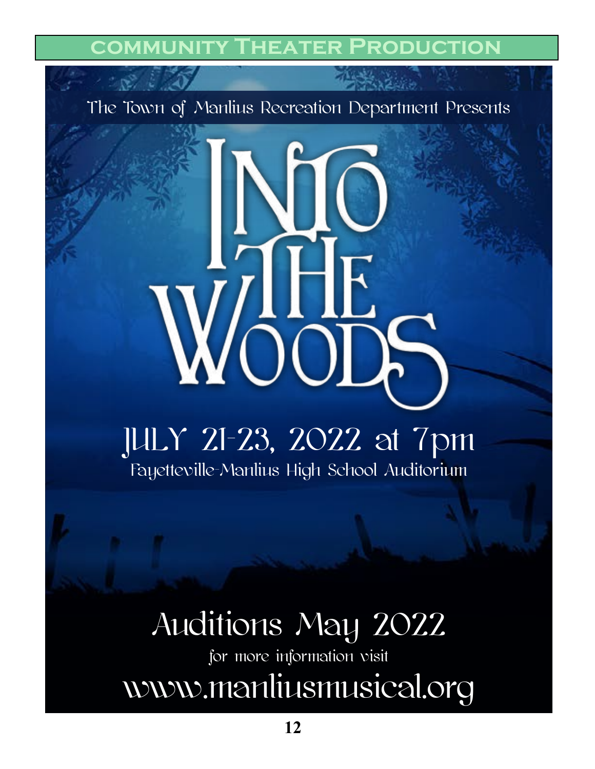# COMMUNITY THEATER PRODUCTION

The Town of Manlius Recreation Department Presents

# INTO THE WOODS

## JULY 21-23, 2022 at 7pm

Fayetteville-Manlius High School Auditorium

## Auditions May 2022

for more information visit

www.manliusmusical.org